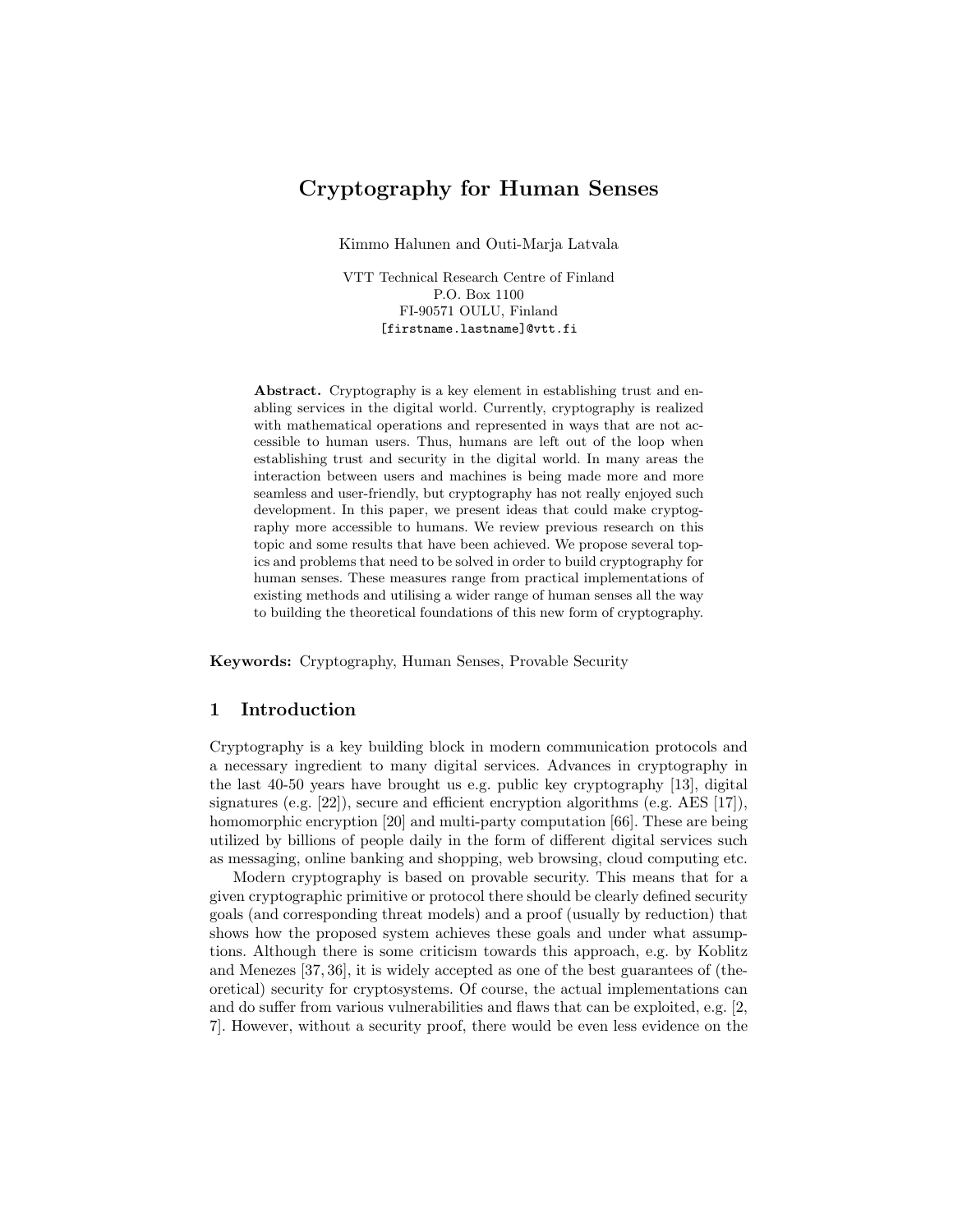# Cryptography for Human Senses

Kimmo Halunen and Outi-Marja Latvala

VTT Technical Research Centre of Finland
P.O. Box 1100
FI-90571 OULU, Finland
[firstname.lastname]@vtt.fi

**Abstract.** Cryptography is a key element in establishing trust and enabling services in the digital world. Currently, cryptography is realized with mathematical operations and represented in ways that are not accessible to human users. Thus, humans are left out of the loop when establishing trust and security in the digital world. In many areas the interaction between users and machines is being made more and more seamless and user-friendly, but cryptography has not really enjoyed such development. In this paper, we present ideas that could make cryptography more accessible to humans. We review previous research on this topic and some results that have been achieved. We propose several topics and problems that need to be solved in order to build cryptography for human senses. These measures range from practical implementations of existing methods and utilising a wider range of human senses all the way to building the theoretical foundations of this new form of cryptography.

**Keywords:** Cryptography, Human Senses, Provable Security

## 1 Introduction

Cryptography is a key building block in modern communication protocols and a necessary ingredient to many digital services. Advances in cryptography in the last 40-50 years have brought us e.g. public key cryptography [13], digital signatures (e.g. [22]), secure and efficient encryption algorithms (e.g. AES [17]), homomorphic encryption [20] and multi-party computation [66]. These are being utilized by billions of people daily in the form of different digital services such as messaging, online banking and shopping, web browsing, cloud computing etc.

Modern cryptography is based on provable security. This means that for a given cryptographic primitive or protocol there should be clearly defined security goals (and corresponding threat models) and a proof (usually by reduction) that shows how the proposed system achieves these goals and under what assumptions. Although there is some criticism towards this approach, e.g. by Koblitz and Menezes [37, 36], it is widely accepted as one of the best guarantees of (theoretical) security for cryptosystems. Of course, the actual implementations can and do suffer from various vulnerabilities and flaws that can be exploited, e.g. [2, 7]. However, without a security proof, there would be even less evidence on the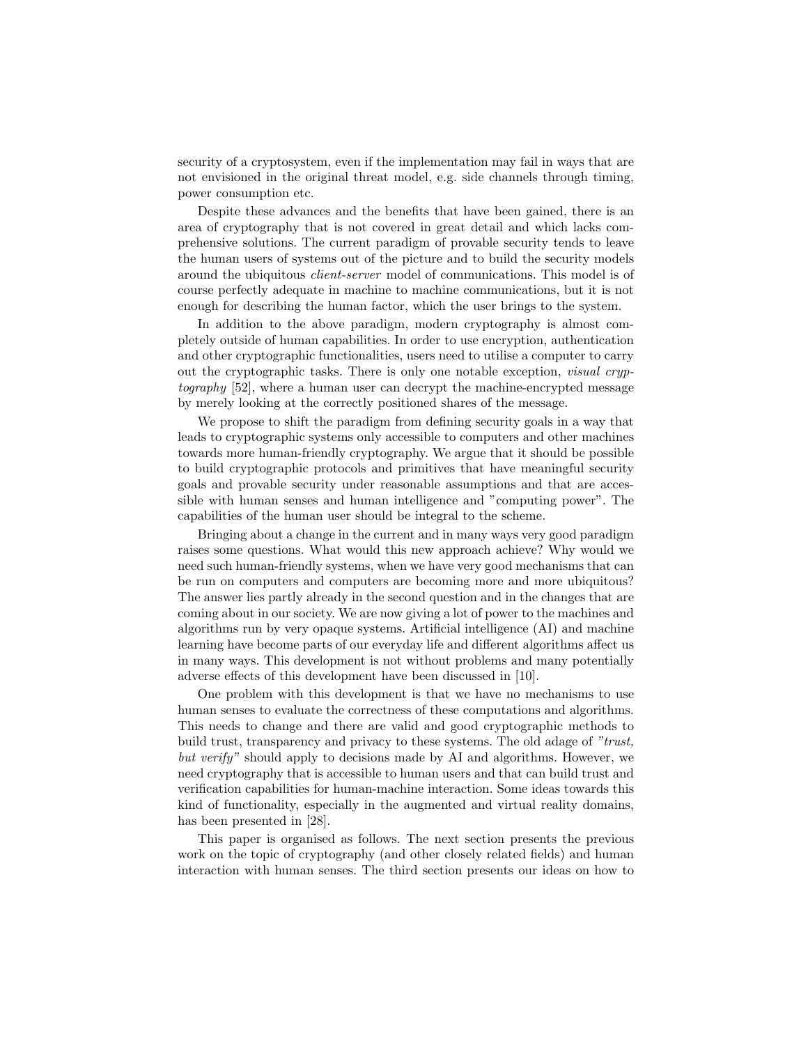security of a cryptosystem, even if the implementation may fail in ways that are not envisioned in the original threat model, e.g. side channels through timing, power consumption etc.

Despite these advances and the benefits that have been gained, there is an area of cryptography that is not covered in great detail and which lacks comprehensive solutions. The current paradigm of provable security tends to leave the human users of systems out of the picture and to build the security models around the ubiquitous *client-server* model of communications. This model is of course perfectly adequate in machine to machine communications, but it is not enough for describing the human factor, which the user brings to the system.

In addition to the above paradigm, modern cryptography is almost completely outside of human capabilities. In order to use encryption, authentication and other cryptographic functionalities, users need to utilise a computer to carry out the cryptographic tasks. There is only one notable exception, *visual cryptography* [52], where a human user can decrypt the machine-encrypted message by merely looking at the correctly positioned shares of the message.

We propose to shift the paradigm from defining security goals in a way that leads to cryptographic systems only accessible to computers and other machines towards more human-friendly cryptography. We argue that it should be possible to build cryptographic protocols and primitives that have meaningful security goals and provable security under reasonable assumptions and that are accessible with human senses and human intelligence and "computing power". The capabilities of the human user should be integral to the scheme.

Bringing about a change in the current and in many ways very good paradigm raises some questions. What would this new approach achieve? Why would we need such human-friendly systems, when we have very good mechanisms that can be run on computers and computers are becoming more and more ubiquitous? The answer lies partly already in the second question and in the changes that are coming about in our society. We are now giving a lot of power to the machines and algorithms run by very opaque systems. Artificial intelligence (AI) and machine learning have become parts of our everyday life and different algorithms affect us in many ways. This development is not without problems and many potentially adverse effects of this development have been discussed in [10].

One problem with this development is that we have no mechanisms to use human senses to evaluate the correctness of these computations and algorithms. This needs to change and there are valid and good cryptographic methods to build trust, transparency and privacy to these systems. The old adage of *"trust, but verify"* should apply to decisions made by AI and algorithms. However, we need cryptography that is accessible to human users and that can build trust and verification capabilities for human-machine interaction. Some ideas towards this kind of functionality, especially in the augmented and virtual reality domains, has been presented in [28].

This paper is organised as follows. The next section presents the previous work on the topic of cryptography (and other closely related fields) and human interaction with human senses. The third section presents our ideas on how to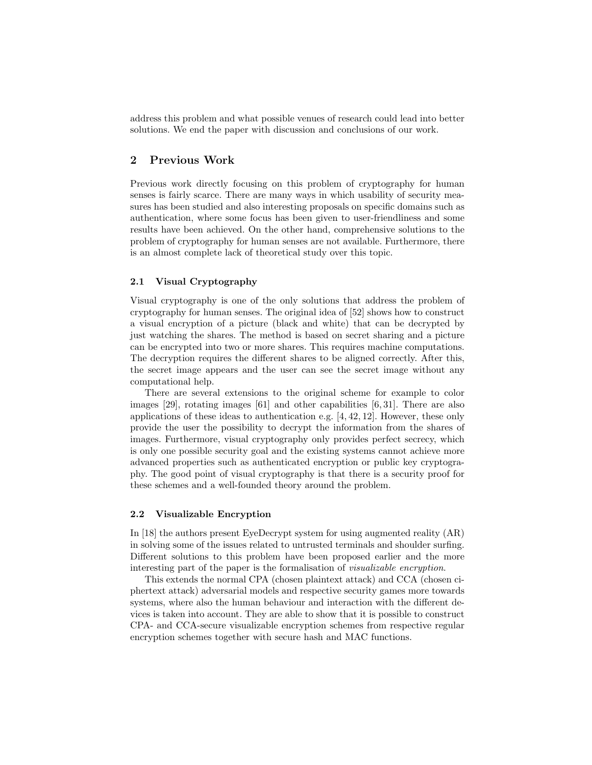address this problem and what possible venues of research could lead into better solutions. We end the paper with discussion and conclusions of our work.

## 2 Previous Work

Previous work directly focusing on this problem of cryptography for human senses is fairly scarce. There are many ways in which usability of security measures has been studied and also interesting proposals on specific domains such as authentication, where some focus has been given to user-friendliness and some results have been achieved. On the other hand, comprehensive solutions to the problem of cryptography for human senses are not available. Furthermore, there is an almost complete lack of theoretical study over this topic.

### 2.1 Visual Cryptography

Visual cryptography is one of the only solutions that address the problem of cryptography for human senses. The original idea of [52] shows how to construct a visual encryption of a picture (black and white) that can be decrypted by just watching the shares. The method is based on secret sharing and a picture can be encrypted into two or more shares. This requires machine computations. The decryption requires the different shares to be aligned correctly. After this, the secret image appears and the user can see the secret image without any computational help.

There are several extensions to the original scheme for example to color images [29], rotating images [61] and other capabilities [6, 31]. There are also applications of these ideas to authentication e.g. [4, 42, 12]. However, these only provide the user the possibility to decrypt the information from the shares of images. Furthermore, visual cryptography only provides perfect secrecy, which is only one possible security goal and the existing systems cannot achieve more advanced properties such as authenticated encryption or public key cryptography. The good point of visual cryptography is that there is a security proof for these schemes and a well-founded theory around the problem.

### 2.2 Visualizable Encryption

In [18] the authors present EyeDecrypt system for using augmented reality (AR) in solving some of the issues related to untrusted terminals and shoulder surfing. Different solutions to this problem have been proposed earlier and the more interesting part of the paper is the formalisation of *visualizable encryption*.

This extends the normal CPA (chosen plaintext attack) and CCA (chosen ciphertext attack) adversarial models and respective security games more towards systems, where also the human behaviour and interaction with the different devices is taken into account. They are able to show that it is possible to construct CPA- and CCA-secure visualizable encryption schemes from respective regular encryption schemes together with secure hash and MAC functions.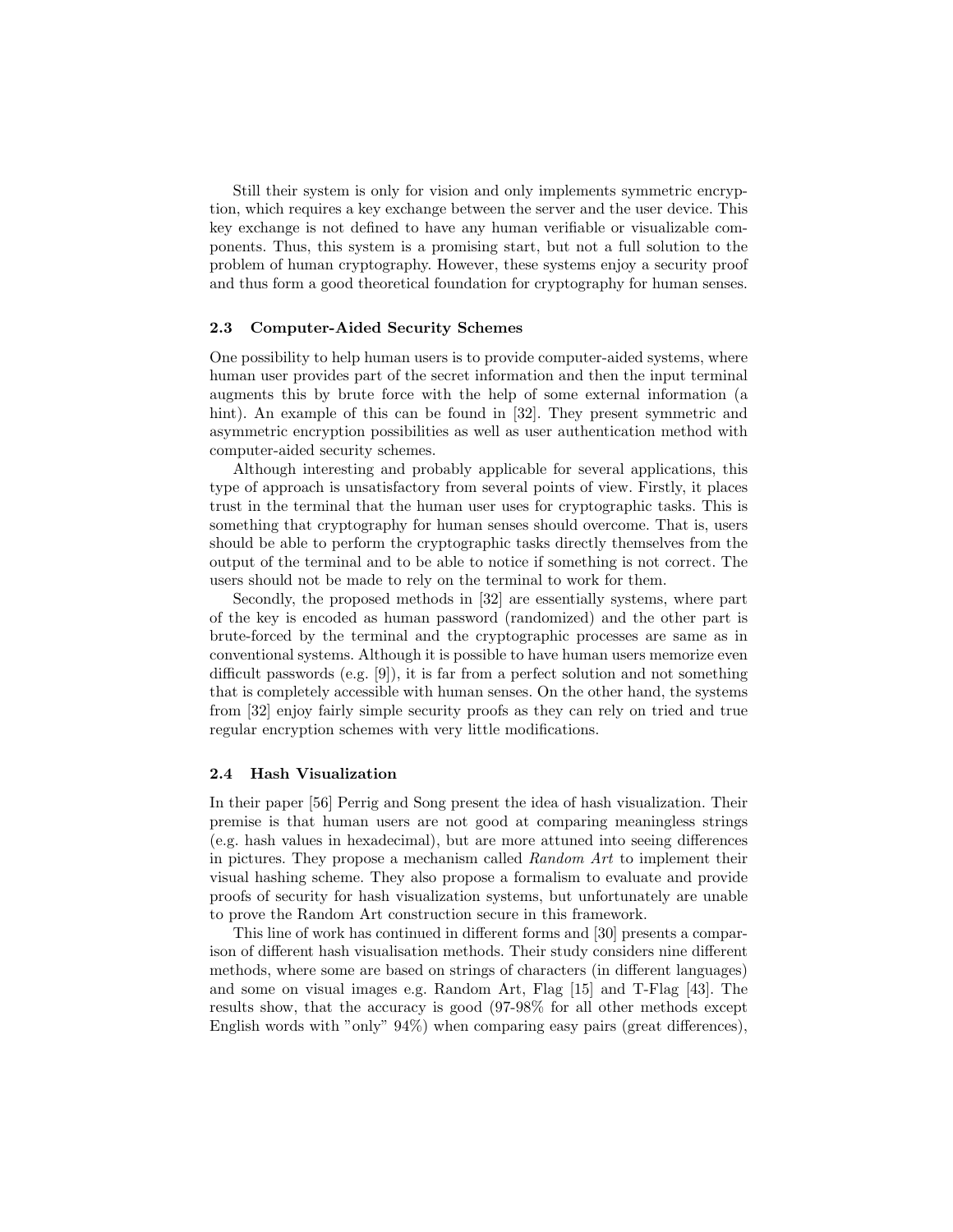Still their system is only for vision and only implements symmetric encryption, which requires a key exchange between the server and the user device. This key exchange is not defined to have any human verifiable or visualizable components. Thus, this system is a promising start, but not a full solution to the problem of human cryptography. However, these systems enjoy a security proof and thus form a good theoretical foundation for cryptography for human senses.

### 2.3 Computer-Aided Security Schemes

One possibility to help human users is to provide computer-aided systems, where human user provides part of the secret information and then the input terminal augments this by brute force with the help of some external information (a hint). An example of this can be found in [32]. They present symmetric and asymmetric encryption possibilities as well as user authentication method with computer-aided security schemes.

Although interesting and probably applicable for several applications, this type of approach is unsatisfactory from several points of view. Firstly, it places trust in the terminal that the human user uses for cryptographic tasks. This is something that cryptography for human senses should overcome. That is, users should be able to perform the cryptographic tasks directly themselves from the output of the terminal and to be able to notice if something is not correct. The users should not be made to rely on the terminal to work for them.

Secondly, the proposed methods in [32] are essentially systems, where part of the key is encoded as human password (randomized) and the other part is brute-forced by the terminal and the cryptographic processes are same as in conventional systems. Although it is possible to have human users memorize even difficult passwords (e.g. [9]), it is far from a perfect solution and not something that is completely accessible with human senses. On the other hand, the systems from [32] enjoy fairly simple security proofs as they can rely on tried and true regular encryption schemes with very little modifications.

### 2.4 Hash Visualization

In their paper [56] Perrig and Song present the idea of hash visualization. Their premise is that human users are not good at comparing meaningless strings (e.g. hash values in hexadecimal), but are more attuned into seeing differences in pictures. They propose a mechanism called *Random Art* to implement their visual hashing scheme. They also propose a formalism to evaluate and provide proofs of security for hash visualization systems, but unfortunately are unable to prove the Random Art construction secure in this framework.

This line of work has continued in different forms and [30] presents a comparison of different hash visualisation methods. Their study considers nine different methods, where some are based on strings of characters (in different languages) and some on visual images e.g. Random Art, Flag [15] and T-Flag [43]. The results show, that the accuracy is good (97-98% for all other methods except English words with "only" 94%) when comparing easy pairs (great differences),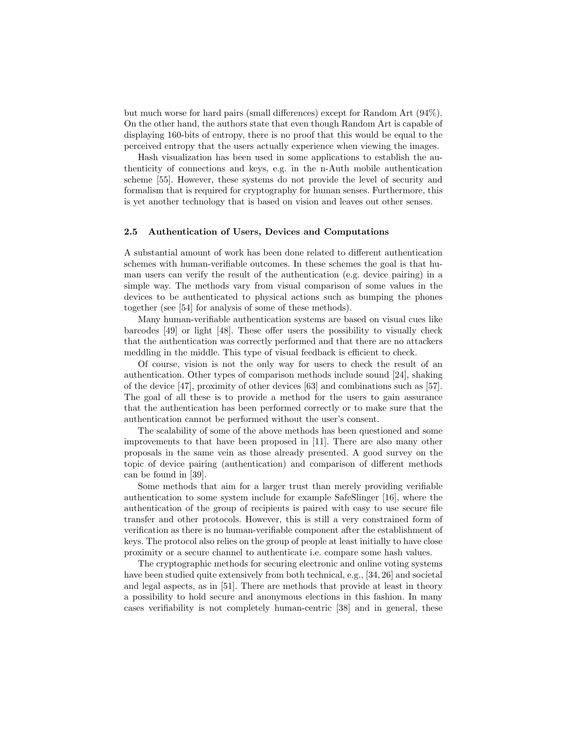but much worse for hard pairs (small differences) except for Random Art (94%). On the other hand, the authors state that even though Random Art is capable of displaying 160-bits of entropy, there is no proof that this would be equal to the perceived entropy that the users actually experience when viewing the images.

Hash visualization has been used in some applications to establish the authenticity of connections and keys, e.g. in the n-Auth mobile authentication scheme [55]. However, these systems do not provide the level of security and formalism that is required for cryptography for human senses. Furthermore, this is yet another technology that is based on vision and leaves out other senses.

### 2.5 Authentication of Users, Devices and Computations

A substantial amount of work has been done related to different authentication schemes with human-verifiable outcomes. In these schemes the goal is that human users can verify the result of the authentication (e.g. device pairing) in a simple way. The methods vary from visual comparison of some values in the devices to be authenticated to physical actions such as bumping the phones together (see [54] for analysis of some of these methods).

Many human-verifiable authentication systems are based on visual cues like barcodes [49] or light [48]. These offer users the possibility to visually check that the authentication was correctly performed and that there are no attackers meddling in the middle. This type of visual feedback is efficient to check.

Of course, vision is not the only way for users to check the result of an authentication. Other types of comparison methods include sound [24], shaking of the device [47], proximity of other devices [63] and combinations such as [57]. The goal of all these is to provide a method for the users to gain assurance that the authentication has been performed correctly or to make sure that the authentication cannot be performed without the user's consent.

The scalability of some of the above methods has been questioned and some improvements to that have been proposed in [11]. There are also many other proposals in the same vein as those already presented. A good survey on the topic of device pairing (authentication) and comparison of different methods can be found in [39].

Some methods that aim for a larger trust than merely providing verifiable authentication to some system include for example SafeSlinger [16], where the authentication of the group of recipients is paired with easy to use secure file transfer and other protocols. However, this is still a very constrained form of verification as there is no human-verifiable component after the establishment of keys. The protocol also relies on the group of people at least initially to have close proximity or a secure channel to authenticate i.e. compare some hash values.

The cryptographic methods for securing electronic and online voting systems have been studied quite extensively from both technical, e.g., [34, 26] and societal and legal aspects, as in [51]. There are methods that provide at least in theory a possibility to hold secure and anonymous elections in this fashion. In many cases verifiability is not completely human-centric [38] and in general, these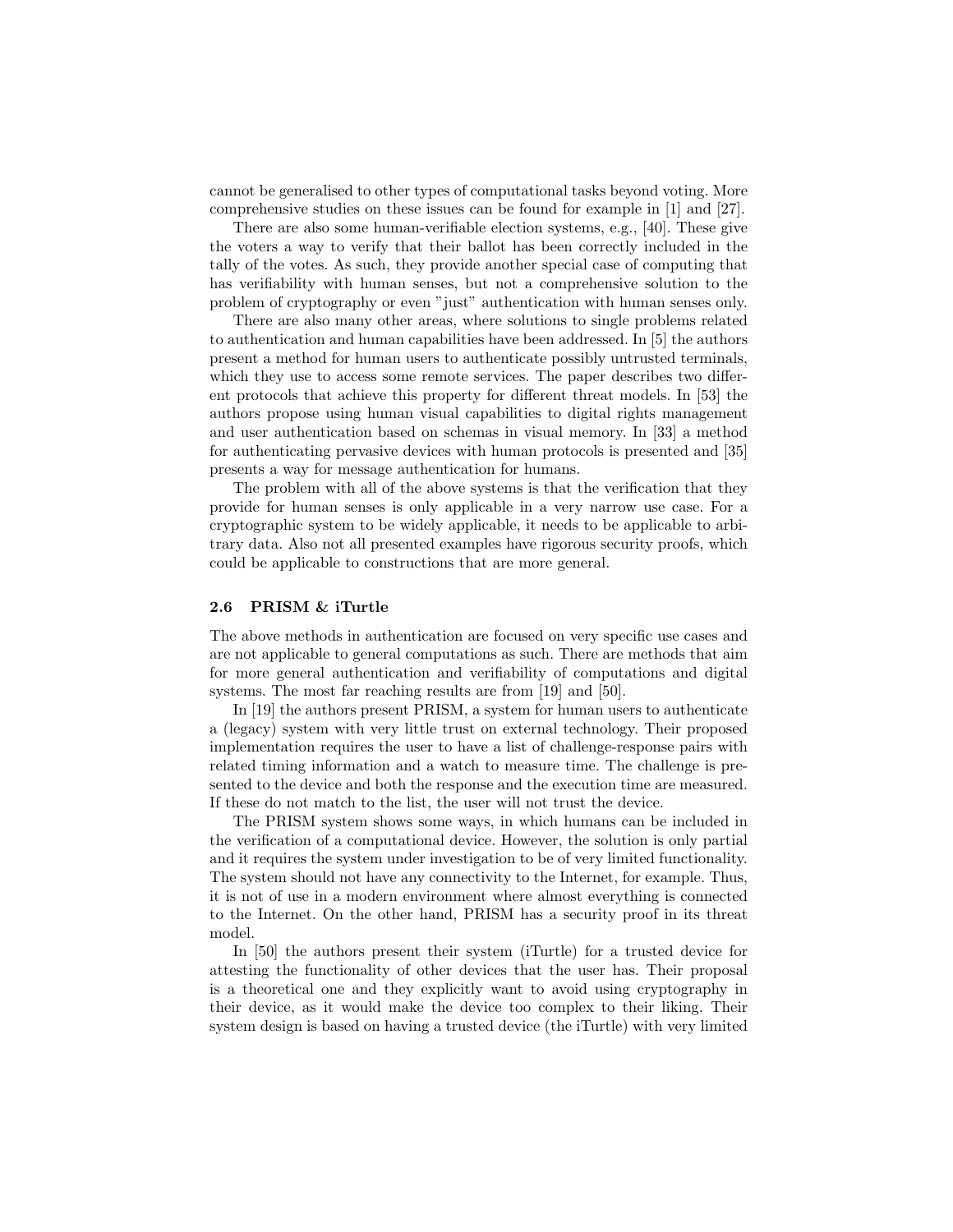cannot be generalised to other types of computational tasks beyond voting. More comprehensive studies on these issues can be found for example in [1] and [27].

There are also some human-verifiable election systems, e.g., [40]. These give the voters a way to verify that their ballot has been correctly included in the tally of the votes. As such, they provide another special case of computing that has verifiability with human senses, but not a comprehensive solution to the problem of cryptography or even "just" authentication with human senses only.

There are also many other areas, where solutions to single problems related to authentication and human capabilities have been addressed. In [5] the authors present a method for human users to authenticate possibly untrusted terminals, which they use to access some remote services. The paper describes two different protocols that achieve this property for different threat models. In [53] the authors propose using human visual capabilities to digital rights management and user authentication based on schemas in visual memory. In [33] a method for authenticating pervasive devices with human protocols is presented and [35] presents a way for message authentication for humans.

The problem with all of the above systems is that the verification that they provide for human senses is only applicable in a very narrow use case. For a cryptographic system to be widely applicable, it needs to be applicable to arbitrary data. Also not all presented examples have rigorous security proofs, which could be applicable to constructions that are more general.

### 2.6 PRISM & iTurtle

The above methods in authentication are focused on very specific use cases and are not applicable to general computations as such. There are methods that aim for more general authentication and verifiability of computations and digital systems. The most far reaching results are from [19] and [50].

In [19] the authors present PRISM, a system for human users to authenticate a (legacy) system with very little trust on external technology. Their proposed implementation requires the user to have a list of challenge-response pairs with related timing information and a watch to measure time. The challenge is presented to the device and both the response and the execution time are measured. If these do not match to the list, the user will not trust the device.

The PRISM system shows some ways, in which humans can be included in the verification of a computational device. However, the solution is only partial and it requires the system under investigation to be of very limited functionality. The system should not have any connectivity to the Internet, for example. Thus, it is not of use in a modern environment where almost everything is connected to the Internet. On the other hand, PRISM has a security proof in its threat model.

In [50] the authors present their system (iTurtle) for a trusted device for attesting the functionality of other devices that the user has. Their proposal is a theoretical one and they explicitly want to avoid using cryptography in their device, as it would make the device too complex to their liking. Their system design is based on having a trusted device (the iTurtle) with very limited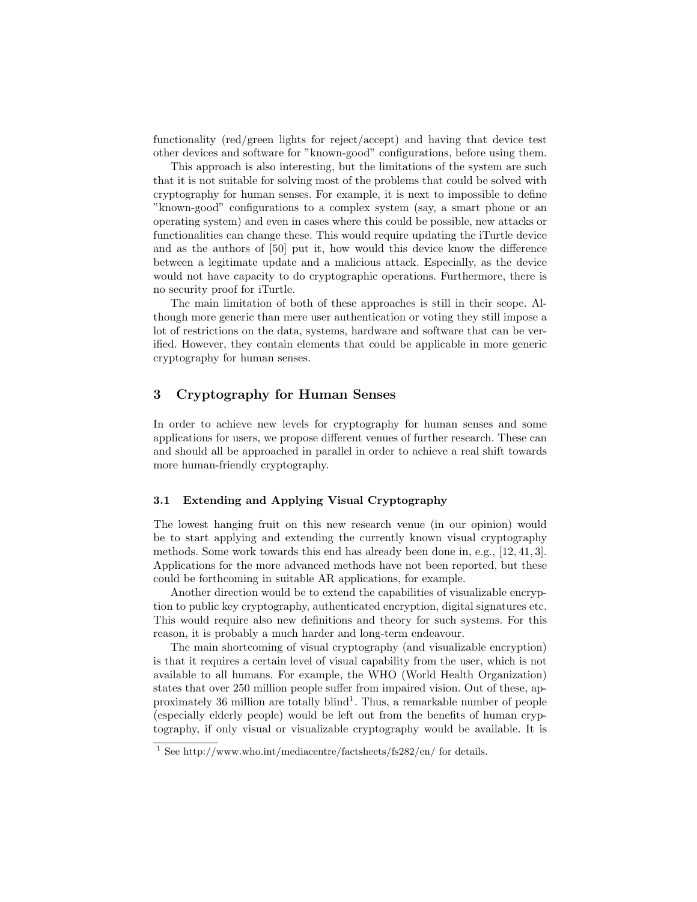functionality (red/green lights for reject/accept) and having that device test other devices and software for "known-good" configurations, before using them.

This approach is also interesting, but the limitations of the system are such that it is not suitable for solving most of the problems that could be solved with cryptography for human senses. For example, it is next to impossible to define "known-good" configurations to a complex system (say, a smart phone or an operating system) and even in cases where this could be possible, new attacks or functionalities can change these. This would require updating the iTurtle device and as the authors of [50] put it, how would this device know the difference between a legitimate update and a malicious attack. Especially, as the device would not have capacity to do cryptographic operations. Furthermore, there is no security proof for iTurtle.

The main limitation of both of these approaches is still in their scope. Although more generic than mere user authentication or voting they still impose a lot of restrictions on the data, systems, hardware and software that can be verified. However, they contain elements that could be applicable in more generic cryptography for human senses.

## 3 Cryptography for Human Senses

In order to achieve new levels for cryptography for human senses and some applications for users, we propose different venues of further research. These can and should all be approached in parallel in order to achieve a real shift towards more human-friendly cryptography.

### 3.1 Extending and Applying Visual Cryptography

The lowest hanging fruit on this new research venue (in our opinion) would be to start applying and extending the currently known visual cryptography methods. Some work towards this end has already been done in, e.g., [12, 41, 3]. Applications for the more advanced methods have not been reported, but these could be forthcoming in suitable AR applications, for example.

Another direction would be to extend the capabilities of visualizable encryption to public key cryptography, authenticated encryption, digital signatures etc. This would require also new definitions and theory for such systems. For this reason, it is probably a much harder and long-term endeavour.

The main shortcoming of visual cryptography (and visualizable encryption) is that it requires a certain level of visual capability from the user, which is not available to all humans. For example, the WHO (World Health Organization) states that over 250 million people suffer from impaired vision. Out of these, approximately 36 million are totally blind[1]. Thus, a remarkable number of people (especially elderly people) would be left out from the benefits of human cryptography, if only visual or visualizable cryptography would be available. It is

[1] See http://www.who.int/mediacentre/factsheets/fs282/en/ for details.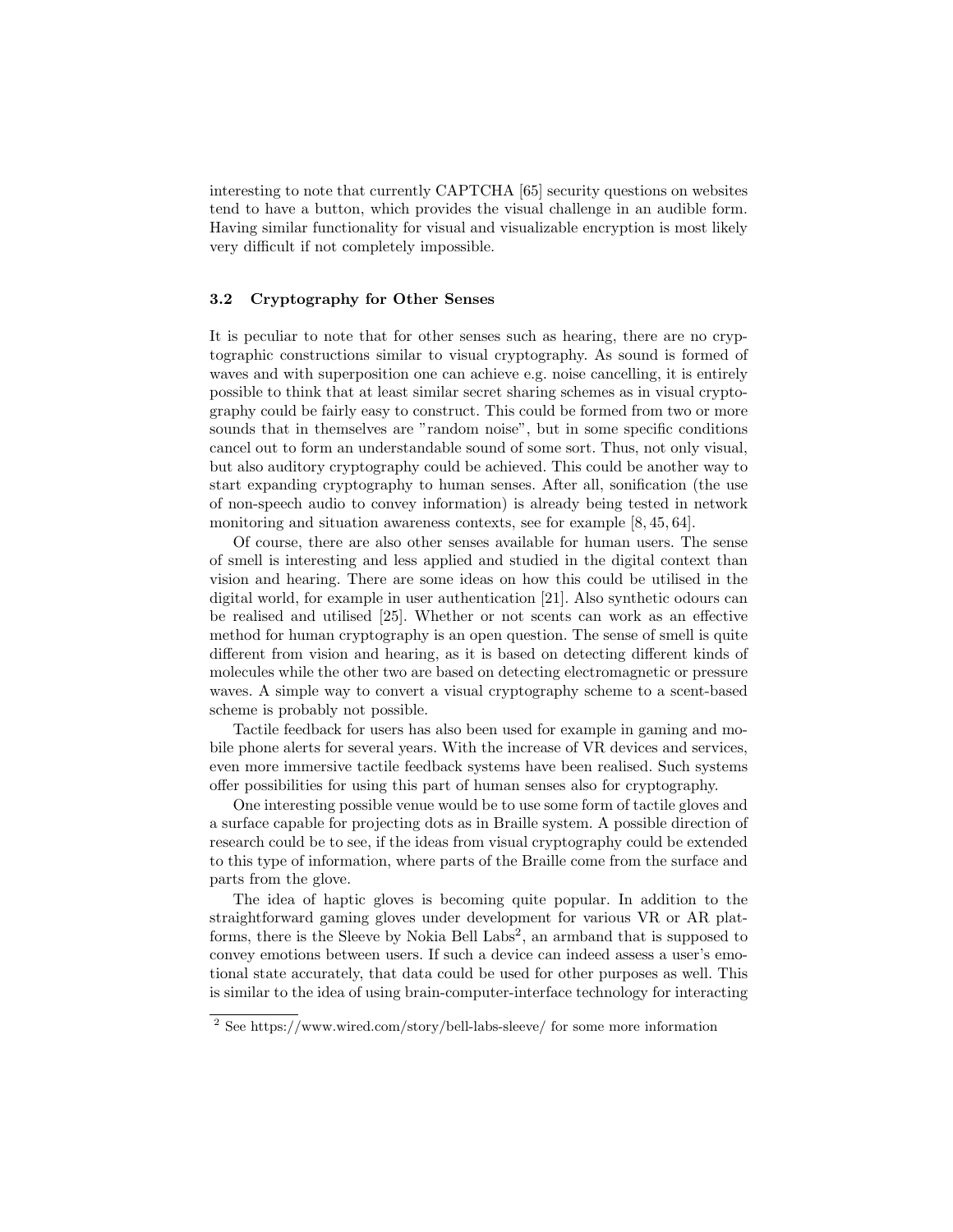interesting to note that currently CAPTCHA [65] security questions on websites tend to have a button, which provides the visual challenge in an audible form. Having similar functionality for visual and visualizable encryption is most likely very difficult if not completely impossible.

### 3.2 Cryptography for Other Senses

It is peculiar to note that for other senses such as hearing, there are no cryptographic constructions similar to visual cryptography. As sound is formed of waves and with superposition one can achieve e.g. noise cancelling, it is entirely possible to think that at least similar secret sharing schemes as in visual cryptography could be fairly easy to construct. This could be formed from two or more sounds that in themselves are "random noise", but in some specific conditions cancel out to form an understandable sound of some sort. Thus, not only visual, but also auditory cryptography could be achieved. This could be another way to start expanding cryptography to human senses. After all, sonification (the use of non-speech audio to convey information) is already being tested in network monitoring and situation awareness contexts, see for example [8, 45, 64].

Of course, there are also other senses available for human users. The sense of smell is interesting and less applied and studied in the digital context than vision and hearing. There are some ideas on how this could be utilised in the digital world, for example in user authentication [21]. Also synthetic odours can be realised and utilised [25]. Whether or not scents can work as an effective method for human cryptography is an open question. The sense of smell is quite different from vision and hearing, as it is based on detecting different kinds of molecules while the other two are based on detecting electromagnetic or pressure waves. A simple way to convert a visual cryptography scheme to a scent-based scheme is probably not possible.

Tactile feedback for users has also been used for example in gaming and mobile phone alerts for several years. With the increase of VR devices and services, even more immersive tactile feedback systems have been realised. Such systems offer possibilities for using this part of human senses also for cryptography.

One interesting possible venue would be to use some form of tactile gloves and a surface capable for projecting dots as in Braille system. A possible direction of research could be to see, if the ideas from visual cryptography could be extended to this type of information, where parts of the Braille come from the surface and parts from the glove.

The idea of haptic gloves is becoming quite popular. In addition to the straightforward gaming gloves under development for various VR or AR platforms, there is the Sleeve by Nokia Bell Labs[2], an armband that is supposed to convey emotions between users. If such a device can indeed assess a user's emotional state accurately, that data could be used for other purposes as well. This is similar to the idea of using brain-computer-interface technology for interacting

[2] See https://www.wired.com/story/bell-labs-sleeve/ for some more information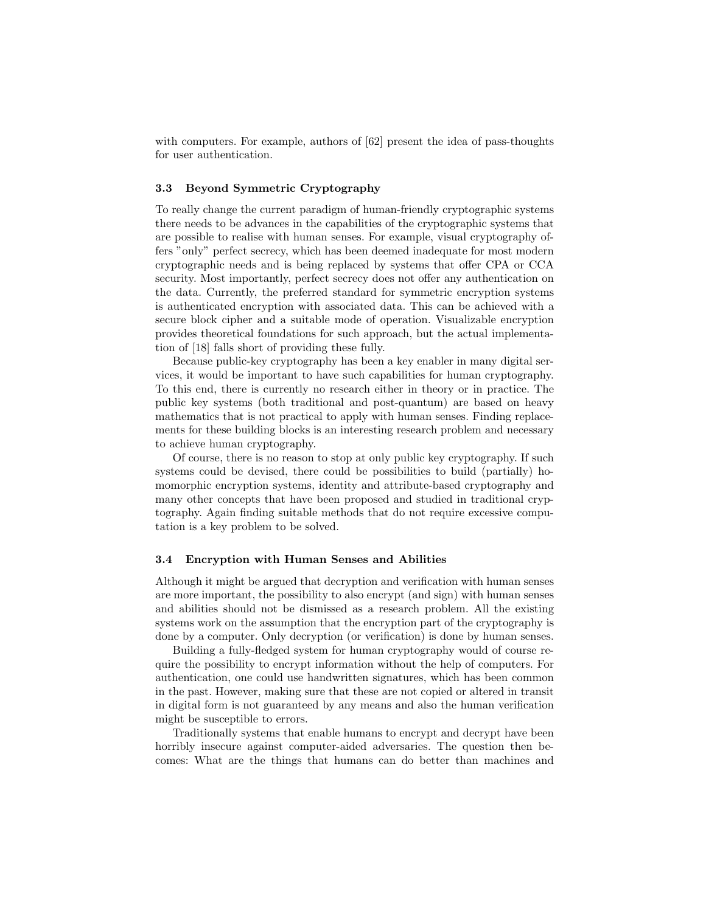with computers. For example, authors of [62] present the idea of pass-thoughts for user authentication.

### 3.3 Beyond Symmetric Cryptography

To really change the current paradigm of human-friendly cryptographic systems there needs to be advances in the capabilities of the cryptographic systems that are possible to realise with human senses. For example, visual cryptography offers "only" perfect secrecy, which has been deemed inadequate for most modern cryptographic needs and is being replaced by systems that offer CPA or CCA security. Most importantly, perfect secrecy does not offer any authentication on the data. Currently, the preferred standard for symmetric encryption systems is authenticated encryption with associated data. This can be achieved with a secure block cipher and a suitable mode of operation. Visualizable encryption provides theoretical foundations for such approach, but the actual implementation of [18] falls short of providing these fully.

Because public-key cryptography has been a key enabler in many digital services, it would be important to have such capabilities for human cryptography. To this end, there is currently no research either in theory or in practice. The public key systems (both traditional and post-quantum) are based on heavy mathematics that is not practical to apply with human senses. Finding replacements for these building blocks is an interesting research problem and necessary to achieve human cryptography.

Of course, there is no reason to stop at only public key cryptography. If such systems could be devised, there could be possibilities to build (partially) homomorphic encryption systems, identity and attribute-based cryptography and many other concepts that have been proposed and studied in traditional cryptography. Again finding suitable methods that do not require excessive computation is a key problem to be solved.

### 3.4 Encryption with Human Senses and Abilities

Although it might be argued that decryption and verification with human senses are more important, the possibility to also encrypt (and sign) with human senses and abilities should not be dismissed as a research problem. All the existing systems work on the assumption that the encryption part of the cryptography is done by a computer. Only decryption (or verification) is done by human senses.

Building a fully-fledged system for human cryptography would of course require the possibility to encrypt information without the help of computers. For authentication, one could use handwritten signatures, which has been common in the past. However, making sure that these are not copied or altered in transit in digital form is not guaranteed by any means and also the human verification might be susceptible to errors.

Traditionally systems that enable humans to encrypt and decrypt have been horribly insecure against computer-aided adversaries. The question then becomes: What are the things that humans can do better than machines and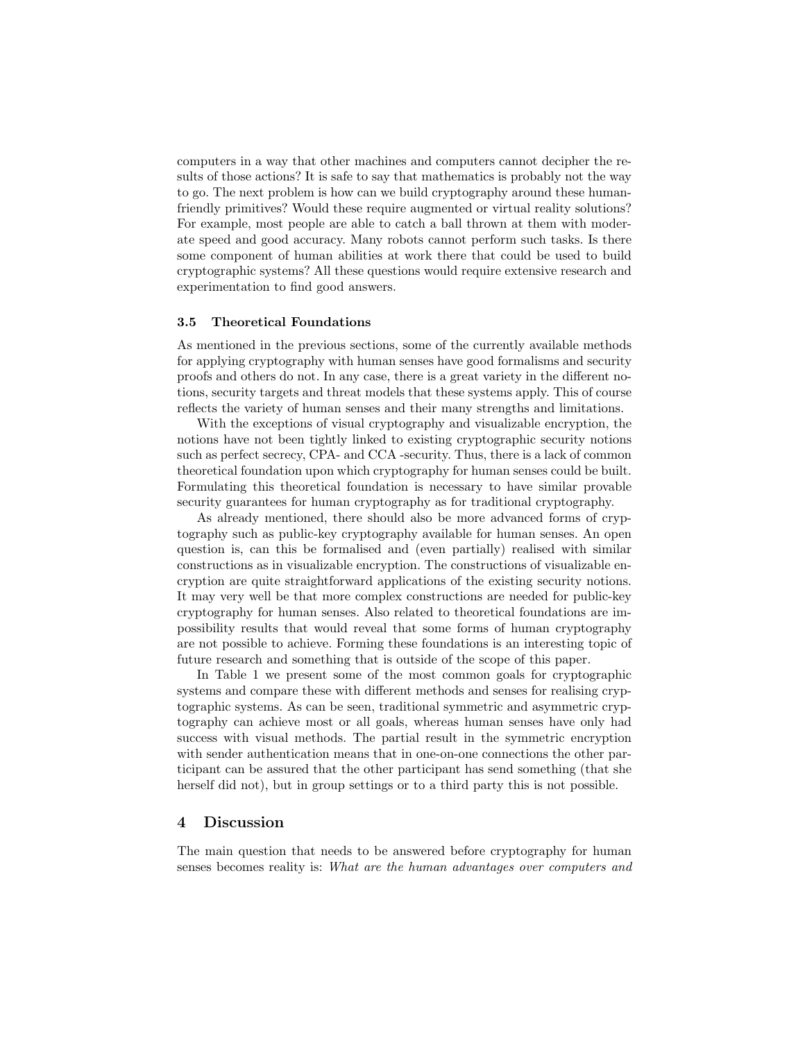computers in a way that other machines and computers cannot decipher the results of those actions? It is safe to say that mathematics is probably not the way to go. The next problem is how can we build cryptography around these human-friendly primitives? Would these require augmented or virtual reality solutions? For example, most people are able to catch a ball thrown at them with moderate speed and good accuracy. Many robots cannot perform such tasks. Is there some component of human abilities at work there that could be used to build cryptographic systems? All these questions would require extensive research and experimentation to find good answers.

### 3.5 Theoretical Foundations

As mentioned in the previous sections, some of the currently available methods for applying cryptography with human senses have good formalisms and security proofs and others do not. In any case, there is a great variety in the different notions, security targets and threat models that these systems apply. This of course reflects the variety of human senses and their many strengths and limitations.

With the exceptions of visual cryptography and visualizable encryption, the notions have not been tightly linked to existing cryptographic security notions such as perfect secrecy, CPA- and CCA -security. Thus, there is a lack of common theoretical foundation upon which cryptography for human senses could be built. Formulating this theoretical foundation is necessary to have similar provable security guarantees for human cryptography as for traditional cryptography.

As already mentioned, there should also be more advanced forms of cryptography such as public-key cryptography available for human senses. An open question is, can this be formalised and (even partially) realised with similar constructions as in visualizable encryption. The constructions of visualizable encryption are quite straightforward applications of the existing security notions. It may very well be that more complex constructions are needed for public-key cryptography for human senses. Also related to theoretical foundations are impossibility results that would reveal that some forms of human cryptography are not possible to achieve. Forming these foundations is an interesting topic of future research and something that is outside of the scope of this paper.

In Table 1 we present some of the most common goals for cryptographic systems and compare these with different methods and senses for realising cryptographic systems. As can be seen, traditional symmetric and asymmetric cryptography can achieve most or all goals, whereas human senses have only had success with visual methods. The partial result in the symmetric encryption with sender authentication means that in one-on-one connections the other participant can be assured that the other participant has send something (that she herself did not), but in group settings or to a third party this is not possible.

## 4 Discussion

The main question that needs to be answered before cryptography for human senses becomes reality is: *What are the human advantages over computers and*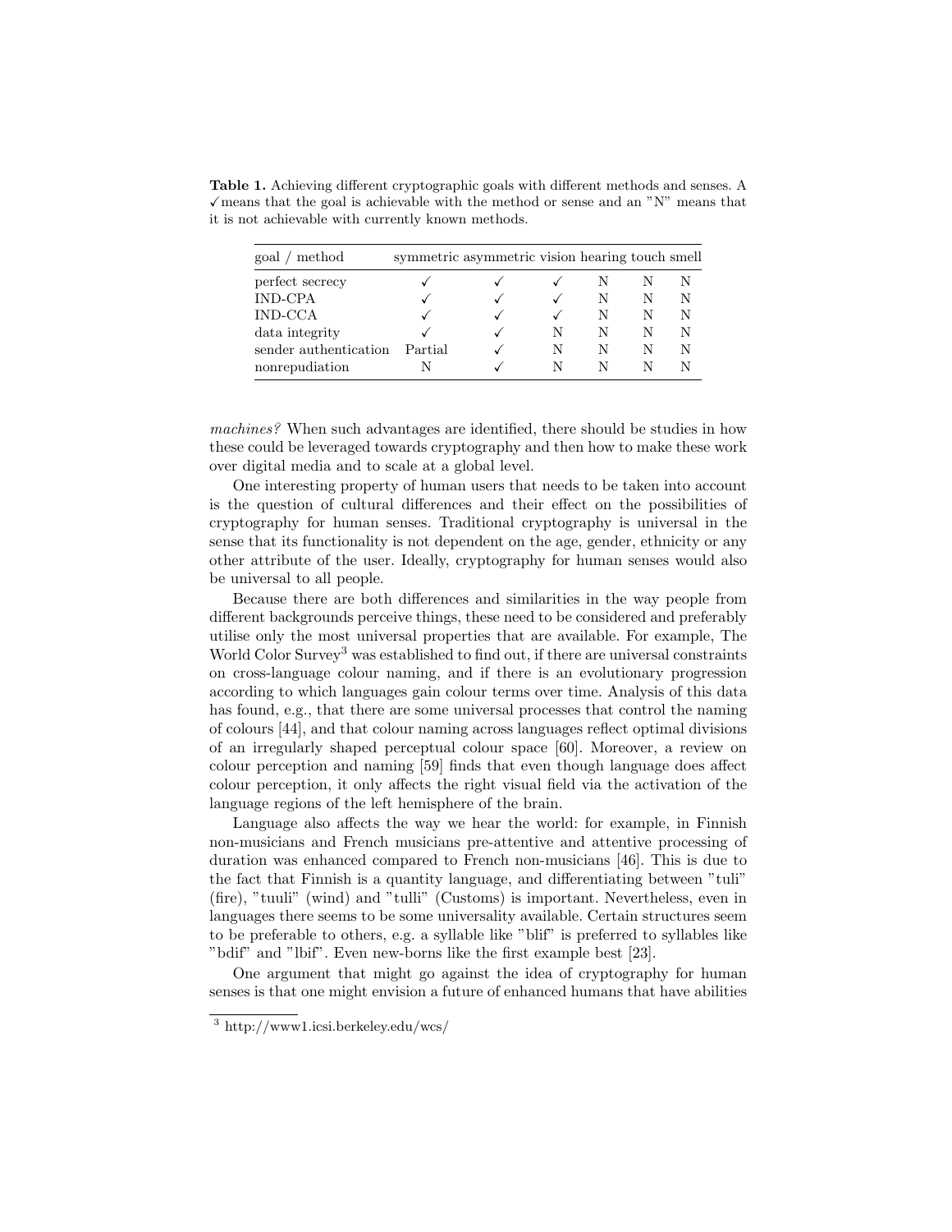**Table 1.** Achieving different cryptographic goals with different methods and senses. A ✓ means that the goal is achievable with the method or sense and an "N" means that it is not achievable with currently known methods.

| goal / method | symmetric | asymmetric | vision | hearing | touch | smell |
|---|---|---|---|---|---|---|
| perfect secrecy | ✓ | ✓ | ✓ | N | N | N |
| IND-CPA | ✓ | ✓ | ✓ | N | N | N |
| IND-CCA | ✓ | ✓ | ✓ | N | N | N |
| data integrity | ✓ | ✓ | N | N | N | N |
| sender authentication | Partial | ✓ | N | N | N | N |
| nonrepudiation | N | ✓ | N | N | N | N |

*machines?* When such advantages are identified, there should be studies in how these could be leveraged towards cryptography and then how to make these work over digital media and to scale at a global level.

One interesting property of human users that needs to be taken into account is the question of cultural differences and their effect on the possibilities of cryptography for human senses. Traditional cryptography is universal in the sense that its functionality is not dependent on the age, gender, ethnicity or any other attribute of the user. Ideally, cryptography for human senses would also be universal to all people.

Because there are both differences and similarities in the way people from different backgrounds perceive things, these need to be considered and preferably utilise only the most universal properties that are available. For example, The World Color Survey[3] was established to find out, if there are universal constraints on cross-language colour naming, and if there is an evolutionary progression according to which languages gain colour terms over time. Analysis of this data has found, e.g., that there are some universal processes that control the naming of colours [44], and that colour naming across languages reflect optimal divisions of an irregularly shaped perceptual colour space [60]. Moreover, a review on colour perception and naming [59] finds that even though language does affect colour perception, it only affects the right visual field via the activation of the language regions of the left hemisphere of the brain.

Language also affects the way we hear the world: for example, in Finnish non-musicians and French musicians pre-attentive and attentive processing of duration was enhanced compared to French non-musicians [46]. This is due to the fact that Finnish is a quantity language, and differentiating between "tuli" (fire), "tuuli" (wind) and "tulli" (Customs) is important. Nevertheless, even in languages there seems to be some universality available. Certain structures seem to be preferable to others, e.g. a syllable like "blif" is preferred to syllables like "bdif" and "lbif". Even new-borns like the first example best [23].

One argument that might go against the idea of cryptography for human senses is that one might envision a future of enhanced humans that have abilities

[3] http://www1.icsi.berkeley.edu/wcs/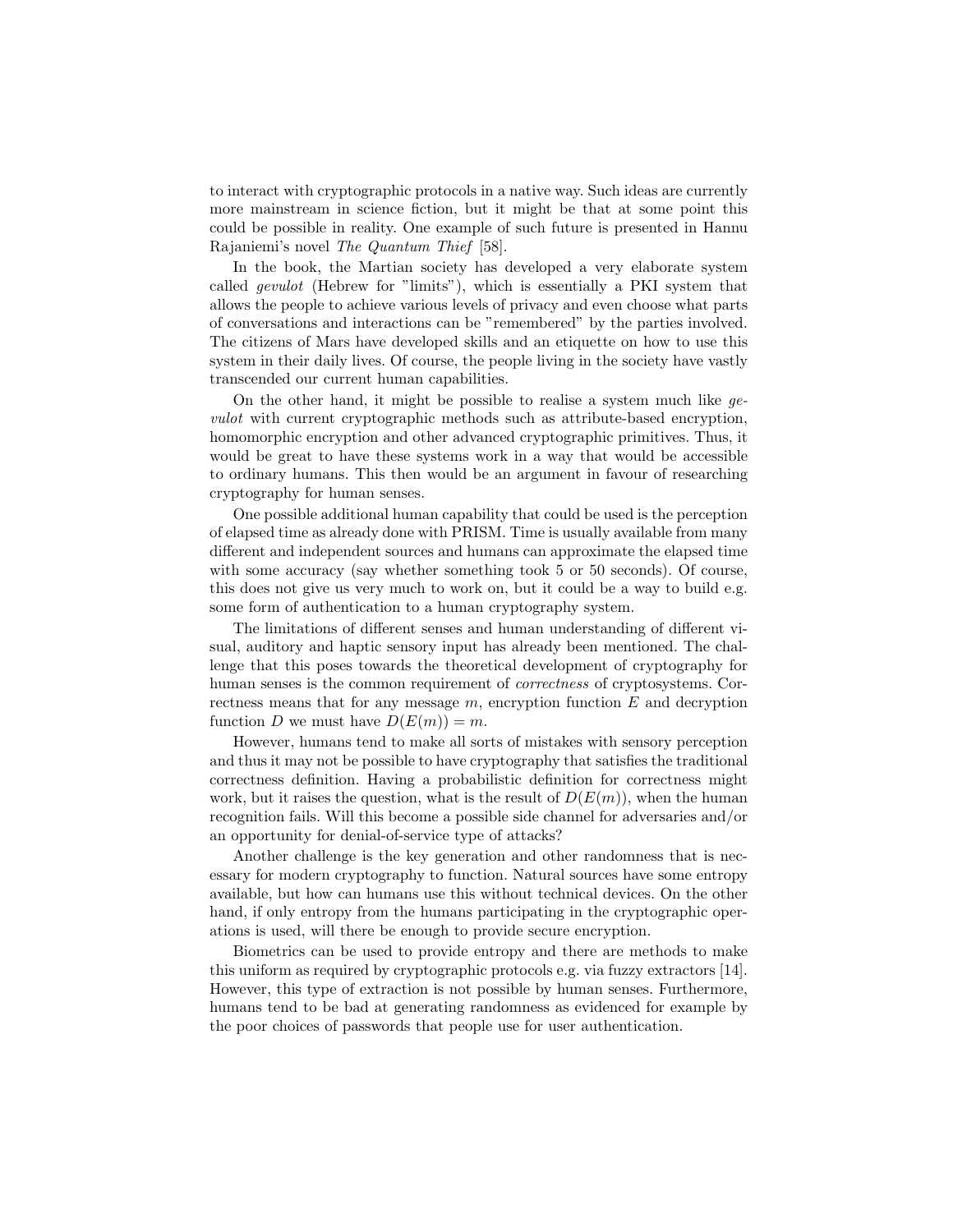to interact with cryptographic protocols in a native way. Such ideas are currently more mainstream in science fiction, but it might be that at some point this could be possible in reality. One example of such future is presented in Hannu Rajaniemi's novel *The Quantum Thief* [58].

In the book, the Martian society has developed a very elaborate system called *gevulot* (Hebrew for "limits"), which is essentially a PKI system that allows the people to achieve various levels of privacy and even choose what parts of conversations and interactions can be "remembered" by the parties involved. The citizens of Mars have developed skills and an etiquette on how to use this system in their daily lives. Of course, the people living in the society have vastly transcended our current human capabilities.

On the other hand, it might be possible to realise a system much like *gevulot* with current cryptographic methods such as attribute-based encryption, homomorphic encryption and other advanced cryptographic primitives. Thus, it would be great to have these systems work in a way that would be accessible to ordinary humans. This then would be an argument in favour of researching cryptography for human senses.

One possible additional human capability that could be used is the perception of elapsed time as already done with PRISM. Time is usually available from many different and independent sources and humans can approximate the elapsed time with some accuracy (say whether something took 5 or 50 seconds). Of course, this does not give us very much to work on, but it could be a way to build e.g. some form of authentication to a human cryptography system.

The limitations of different senses and human understanding of different visual, auditory and haptic sensory input has already been mentioned. The challenge that this poses towards the theoretical development of cryptography for human senses is the common requirement of *correctness* of cryptosystems. Correctness means that for any message $m$, encryption function $E$ and decryption function $D$ we must have $D(E(m)) = m$.

However, humans tend to make all sorts of mistakes with sensory perception and thus it may not be possible to have cryptography that satisfies the traditional correctness definition. Having a probabilistic definition for correctness might work, but it raises the question, what is the result of $D(E(m))$, when the human recognition fails. Will this become a possible side channel for adversaries and/or an opportunity for denial-of-service type of attacks?

Another challenge is the key generation and other randomness that is necessary for modern cryptography to function. Natural sources have some entropy available, but how can humans use this without technical devices. On the other hand, if only entropy from the humans participating in the cryptographic operations is used, will there be enough to provide secure encryption.

Biometrics can be used to provide entropy and there are methods to make this uniform as required by cryptographic protocols e.g. via fuzzy extractors [14]. However, this type of extraction is not possible by human senses. Furthermore, humans tend to be bad at generating randomness as evidenced for example by the poor choices of passwords that people use for user authentication.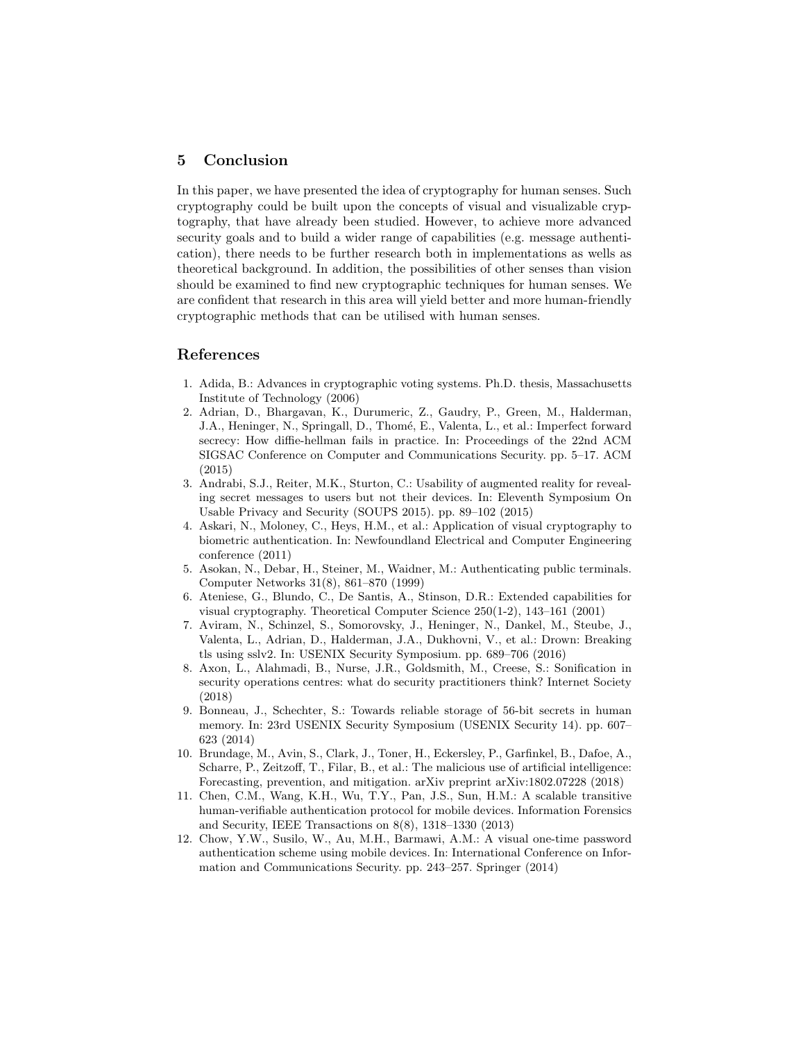## 5 Conclusion

In this paper, we have presented the idea of cryptography for human senses. Such cryptography could be built upon the concepts of visual and visualizable cryptography, that have already been studied. However, to achieve more advanced security goals and to build a wider range of capabilities (e.g. message authentication), there needs to be further research both in implementations as wells as theoretical background. In addition, the possibilities of other senses than vision should be examined to find new cryptographic techniques for human senses. We are confident that research in this area will yield better and more human-friendly cryptographic methods that can be utilised with human senses.

## References

1. Adida, B.: Advances in cryptographic voting systems. Ph.D. thesis, Massachusetts Institute of Technology (2006)
2. Adrian, D., Bhargavan, K., Durumeric, Z., Gaudry, P., Green, M., Halderman, J.A., Heninger, N., Springall, D., Thomé, E., Valenta, L., et al.: Imperfect forward secrecy: How diffie-hellman fails in practice. In: Proceedings of the 22nd ACM SIGSAC Conference on Computer and Communications Security. pp. 5–17. ACM (2015)
3. Andrabi, S.J., Reiter, M.K., Sturton, C.: Usability of augmented reality for revealing secret messages to users but not their devices. In: Eleventh Symposium On Usable Privacy and Security (SOUPS 2015). pp. 89–102 (2015)
4. Askari, N., Moloney, C., Heys, H.M., et al.: Application of visual cryptography to biometric authentication. In: Newfoundland Electrical and Computer Engineering conference (2011)
5. Asokan, N., Debar, H., Steiner, M., Waidner, M.: Authenticating public terminals. Computer Networks 31(8), 861–870 (1999)
6. Ateniese, G., Blundo, C., De Santis, A., Stinson, D.R.: Extended capabilities for visual cryptography. Theoretical Computer Science 250(1-2), 143–161 (2001)
7. Aviram, N., Schinzel, S., Somorovsky, J., Heninger, N., Dankel, M., Steube, J., Valenta, L., Adrian, D., Halderman, J.A., Dukhovni, V., et al.: Drown: Breaking tls using sslv2. In: USENIX Security Symposium. pp. 689–706 (2016)
8. Axon, L., Alahmadi, B., Nurse, J.R., Goldsmith, M., Creese, S.: Sonification in security operations centres: what do security practitioners think? Internet Society (2018)
9. Bonneau, J., Schechter, S.: Towards reliable storage of 56-bit secrets in human memory. In: 23rd USENIX Security Symposium (USENIX Security 14). pp. 607–623 (2014)
10. Brundage, M., Avin, S., Clark, J., Toner, H., Eckersley, P., Garfinkel, B., Dafoe, A., Scharre, P., Zeitzoff, T., Filar, B., et al.: The malicious use of artificial intelligence: Forecasting, prevention, and mitigation. arXiv preprint arXiv:1802.07228 (2018)
11. Chen, C.M., Wang, K.H., Wu, T.Y., Pan, J.S., Sun, H.M.: A scalable transitive human-verifiable authentication protocol for mobile devices. Information Forensics and Security, IEEE Transactions on 8(8), 1318–1330 (2013)
12. Chow, Y.W., Susilo, W., Au, M.H., Barmawi, A.M.: A visual one-time password authentication scheme using mobile devices. In: International Conference on Information and Communications Security. pp. 243–257. Springer (2014)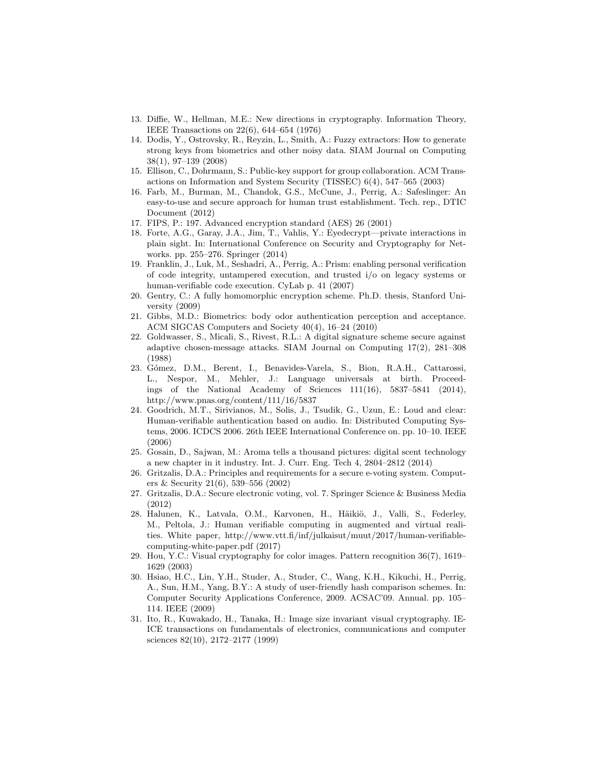13. Diffie, W., Hellman, M.E.: New directions in cryptography. Information Theory, IEEE Transactions on 22(6), 644–654 (1976)
14. Dodis, Y., Ostrovsky, R., Reyzin, L., Smith, A.: Fuzzy extractors: How to generate strong keys from biometrics and other noisy data. SIAM Journal on Computing 38(1), 97–139 (2008)
15. Ellison, C., Dohrmann, S.: Public-key support for group collaboration. ACM Transactions on Information and System Security (TISSEC) 6(4), 547–565 (2003)
16. Farb, M., Burman, M., Chandok, G.S., McCune, J., Perrig, A.: Safeslinger: An easy-to-use and secure approach for human trust establishment. Tech. rep., DTIC Document (2012)
17. FIPS, P.: 197. Advanced encryption standard (AES) 26 (2001)
18. Forte, A.G., Garay, J.A., Jim, T., Vahlis, Y.: Eyedecrypt—private interactions in plain sight. In: International Conference on Security and Cryptography for Networks. pp. 255–276. Springer (2014)
19. Franklin, J., Luk, M., Seshadri, A., Perrig, A.: Prism: enabling personal verification of code integrity, untampered execution, and trusted i/o on legacy systems or human-verifiable code execution. CyLab p. 41 (2007)
20. Gentry, C.: A fully homomorphic encryption scheme. Ph.D. thesis, Stanford University (2009)
21. Gibbs, M.D.: Biometrics: body odor authentication perception and acceptance. ACM SIGCAS Computers and Society 40(4), 16–24 (2010)
22. Goldwasser, S., Micali, S., Rivest, R.L.: A digital signature scheme secure against adaptive chosen-message attacks. SIAM Journal on Computing 17(2), 281–308 (1988)
23. Gómez, D.M., Berent, I., Benavides-Varela, S., Bion, R.A.H., Cattarossi, L., Nespor, M., Mehler, J.: Language universals at birth. Proceedings of the National Academy of Sciences 111(16), 5837–5841 (2014), http://www.pnas.org/content/111/16/5837
24. Goodrich, M.T., Sirivianos, M., Solis, J., Tsudik, G., Uzun, E.: Loud and clear: Human-verifiable authentication based on audio. In: Distributed Computing Systems, 2006. ICDCS 2006. 26th IEEE International Conference on. pp. 10–10. IEEE (2006)
25. Gosain, D., Sajwan, M.: Aroma tells a thousand pictures: digital scent technology a new chapter in it industry. Int. J. Curr. Eng. Tech 4, 2804–2812 (2014)
26. Gritzalis, D.A.: Principles and requirements for a secure e-voting system. Computers & Security 21(6), 539–556 (2002)
27. Gritzalis, D.A.: Secure electronic voting, vol. 7. Springer Science & Business Media (2012)
28. Halunen, K., Latvala, O.M., Karvonen, H., Häikiö, J., Valli, S., Federley, M., Peltola, J.: Human verifiable computing in augmented and virtual realities. White paper, http://www.vtt.fi/inf/julkaisut/muut/2017/human-verifiable-computing-white-paper.pdf (2017)
29. Hou, Y.C.: Visual cryptography for color images. Pattern recognition 36(7), 1619–1629 (2003)
30. Hsiao, H.C., Lin, Y.H., Studer, A., Studer, C., Wang, K.H., Kikuchi, H., Perrig, A., Sun, H.M., Yang, B.Y.: A study of user-friendly hash comparison schemes. In: Computer Security Applications Conference, 2009. ACSAC'09. Annual. pp. 105–114. IEEE (2009)
31. Ito, R., Kuwakado, H., Tanaka, H.: Image size invariant visual cryptography. IEICE transactions on fundamentals of electronics, communications and computer sciences 82(10), 2172–2177 (1999)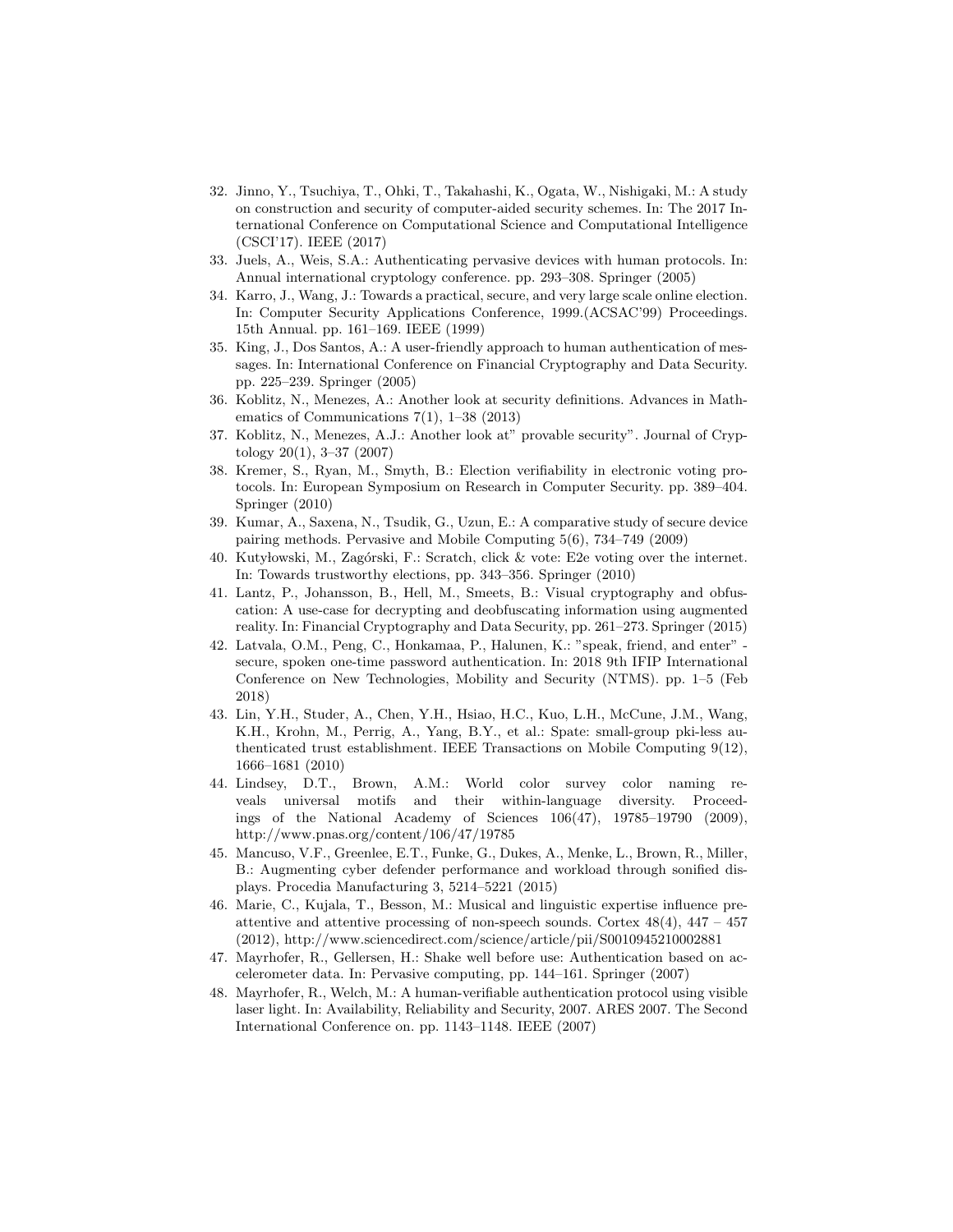32. Jinno, Y., Tsuchiya, T., Ohki, T., Takahashi, K., Ogata, W., Nishigaki, M.: A study on construction and security of computer-aided security schemes. In: The 2017 International Conference on Computational Science and Computational Intelligence (CSCI'17). IEEE (2017)
33. Juels, A., Weis, S.A.: Authenticating pervasive devices with human protocols. In: Annual international cryptology conference. pp. 293–308. Springer (2005)
34. Karro, J., Wang, J.: Towards a practical, secure, and very large scale online election. In: Computer Security Applications Conference, 1999.(ACSAC'99) Proceedings. 15th Annual. pp. 161–169. IEEE (1999)
35. King, J., Dos Santos, A.: A user-friendly approach to human authentication of messages. In: International Conference on Financial Cryptography and Data Security. pp. 225–239. Springer (2005)
36. Koblitz, N., Menezes, A.: Another look at security definitions. Advances in Mathematics of Communications 7(1), 1–38 (2013)
37. Koblitz, N., Menezes, A.J.: Another look at" provable security". Journal of Cryptology 20(1), 3–37 (2007)
38. Kremer, S., Ryan, M., Smyth, B.: Election verifiability in electronic voting protocols. In: European Symposium on Research in Computer Security. pp. 389–404. Springer (2010)
39. Kumar, A., Saxena, N., Tsudik, G., Uzun, E.: A comparative study of secure device pairing methods. Pervasive and Mobile Computing 5(6), 734–749 (2009)
40. Kutyłowski, M., Zagórski, F.: Scratch, click & vote: E2e voting over the internet. In: Towards trustworthy elections, pp. 343–356. Springer (2010)
41. Lantz, P., Johansson, B., Hell, M., Smeets, B.: Visual cryptography and obfuscation: A use-case for decrypting and deobfuscating information using augmented reality. In: Financial Cryptography and Data Security, pp. 261–273. Springer (2015)
42. Latvala, O.M., Peng, C., Honkamaa, P., Halunen, K.: "speak, friend, and enter" - secure, spoken one-time password authentication. In: 2018 9th IFIP International Conference on New Technologies, Mobility and Security (NTMS). pp. 1–5 (Feb 2018)
43. Lin, Y.H., Studer, A., Chen, Y.H., Hsiao, H.C., Kuo, L.H., McCune, J.M., Wang, K.H., Krohn, M., Perrig, A., Yang, B.Y., et al.: Spate: small-group pki-less authenticated trust establishment. IEEE Transactions on Mobile Computing 9(12), 1666–1681 (2010)
44. Lindsey, D.T., Brown, A.M.: World color survey color naming reveals universal motifs and their within-language diversity. Proceedings of the National Academy of Sciences 106(47), 19785–19790 (2009), http://www.pnas.org/content/106/47/19785
45. Mancuso, V.F., Greenlee, E.T., Funke, G., Dukes, A., Menke, L., Brown, R., Miller, B.: Augmenting cyber defender performance and workload through sonified displays. Procedia Manufacturing 3, 5214–5221 (2015)
46. Marie, C., Kujala, T., Besson, M.: Musical and linguistic expertise influence pre-attentive and attentive processing of non-speech sounds. Cortex 48(4), 447 – 457 (2012), http://www.sciencedirect.com/science/article/pii/S0010945210002881
47. Mayrhofer, R., Gellersen, H.: Shake well before use: Authentication based on accelerometer data. In: Pervasive computing, pp. 144–161. Springer (2007)
48. Mayrhofer, R., Welch, M.: A human-verifiable authentication protocol using visible laser light. In: Availability, Reliability and Security, 2007. ARES 2007. The Second International Conference on. pp. 1143–1148. IEEE (2007)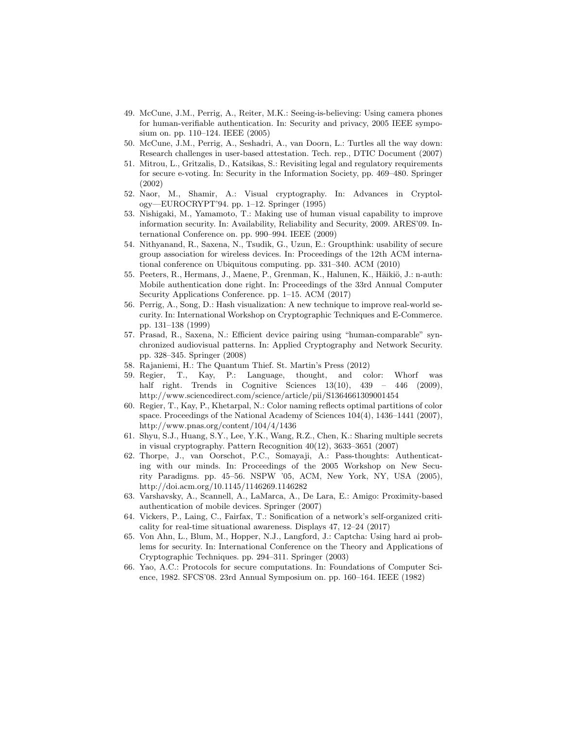49. McCune, J.M., Perrig, A., Reiter, M.K.: Seeing-is-believing: Using camera phones for human-verifiable authentication. In: Security and privacy, 2005 IEEE symposium on. pp. 110–124. IEEE (2005)
50. McCune, J.M., Perrig, A., Seshadri, A., van Doorn, L.: Turtles all the way down: Research challenges in user-based attestation. Tech. rep., DTIC Document (2007)
51. Mitrou, L., Gritzalis, D., Katsikas, S.: Revisiting legal and regulatory requirements for secure e-voting. In: Security in the Information Society, pp. 469–480. Springer (2002)
52. Naor, M., Shamir, A.: Visual cryptography. In: Advances in Cryptology—EUROCRYPT'94. pp. 1–12. Springer (1995)
53. Nishigaki, M., Yamamoto, T.: Making use of human visual capability to improve information security. In: Availability, Reliability and Security, 2009. ARES'09. International Conference on. pp. 990–994. IEEE (2009)
54. Nithyanand, R., Saxena, N., Tsudik, G., Uzun, E.: Groupthink: usability of secure group association for wireless devices. In: Proceedings of the 12th ACM international conference on Ubiquitous computing. pp. 331–340. ACM (2010)
55. Peeters, R., Hermans, J., Maene, P., Grenman, K., Halunen, K., Häikiö, J.: n-auth: Mobile authentication done right. In: Proceedings of the 33rd Annual Computer Security Applications Conference. pp. 1–15. ACM (2017)
56. Perrig, A., Song, D.: Hash visualization: A new technique to improve real-world security. In: International Workshop on Cryptographic Techniques and E-Commerce. pp. 131–138 (1999)
57. Prasad, R., Saxena, N.: Efficient device pairing using "human-comparable" synchronized audiovisual patterns. In: Applied Cryptography and Network Security. pp. 328–345. Springer (2008)
58. Rajaniemi, H.: The Quantum Thief. St. Martin's Press (2012)
59. Regier, T., Kay, P.: Language, thought, and color: Whorf was half right. Trends in Cognitive Sciences 13(10), 439 – 446 (2009), http://www.sciencedirect.com/science/article/pii/S1364661309001454
60. Regier, T., Kay, P., Khetarpal, N.: Color naming reflects optimal partitions of color space. Proceedings of the National Academy of Sciences 104(4), 1436–1441 (2007), http://www.pnas.org/content/104/4/1436
61. Shyu, S.J., Huang, S.Y., Lee, Y.K., Wang, R.Z., Chen, K.: Sharing multiple secrets in visual cryptography. Pattern Recognition 40(12), 3633–3651 (2007)
62. Thorpe, J., van Oorschot, P.C., Somayaji, A.: Pass-thoughts: Authenticating with our minds. In: Proceedings of the 2005 Workshop on New Security Paradigms. pp. 45–56. NSPW '05, ACM, New York, NY, USA (2005), http://doi.acm.org/10.1145/1146269.1146282
63. Varshavsky, A., Scannell, A., LaMarca, A., De Lara, E.: Amigo: Proximity-based authentication of mobile devices. Springer (2007)
64. Vickers, P., Laing, C., Fairfax, T.: Sonification of a network's self-organized criticality for real-time situational awareness. Displays 47, 12–24 (2017)
65. Von Ahn, L., Blum, M., Hopper, N.J., Langford, J.: Captcha: Using hard ai problems for security. In: International Conference on the Theory and Applications of Cryptographic Techniques. pp. 294–311. Springer (2003)
66. Yao, A.C.: Protocols for secure computations. In: Foundations of Computer Science, 1982. SFCS'08. 23rd Annual Symposium on. pp. 160–164. IEEE (1982)